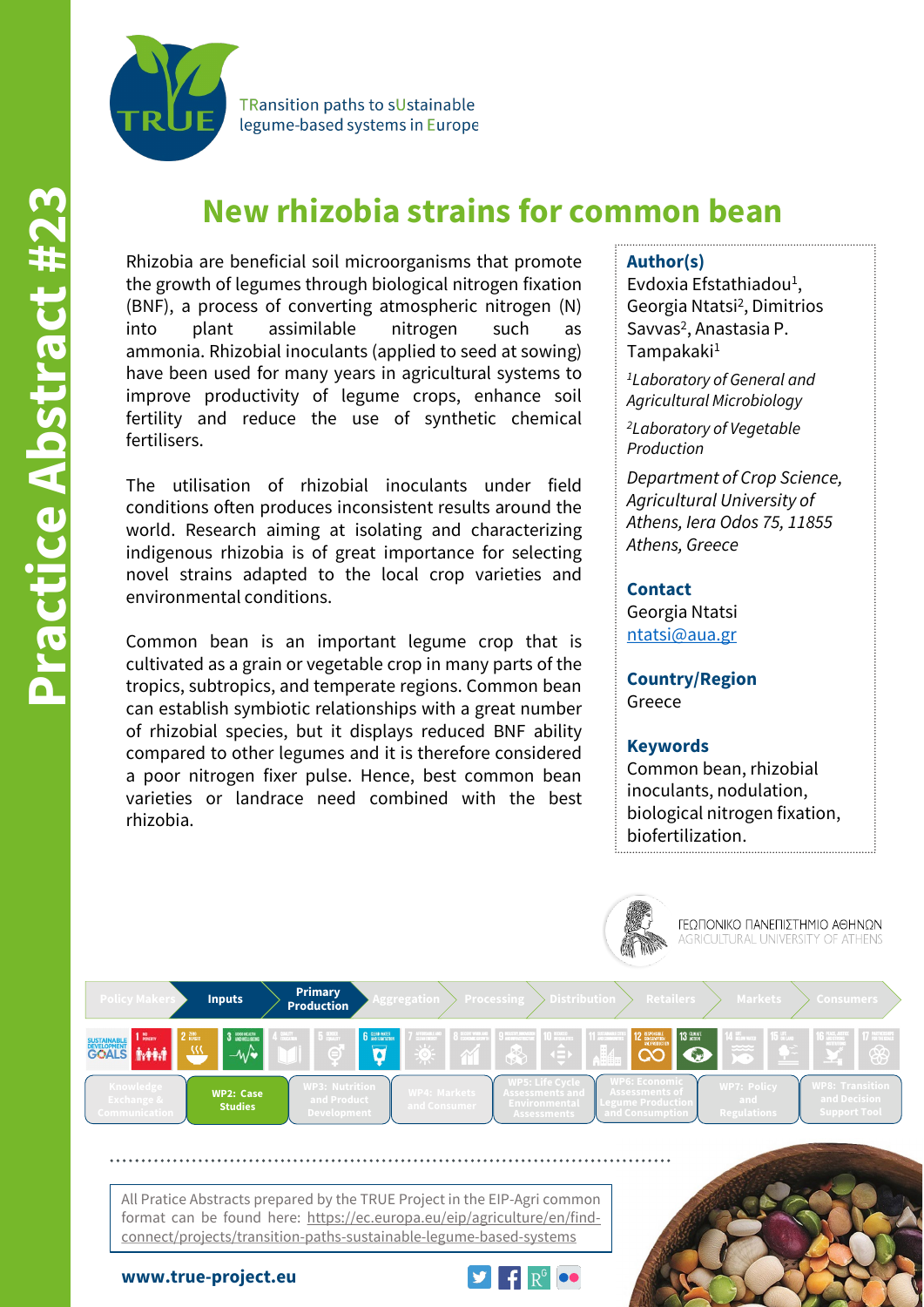Practice Abstract #23

TRansition paths to sUstainable legume-based systems in Europe

# New rhizobia strains for common bean

Rhizobia are beneficial soil microorganisms that promote the growth of legumes through biological nitrogen fixation (BNF), a process of converting atmospheric nitrogen (N) into plant assimilable nitrogen such as ammonia. Rhizobial inoculants (applied to seed at sowing) have been used for many years in agricultural systems to improve productivity of legume crops, enhance soil fertility and reduce the use of synthetic chemical fertilisers.

The utilisation of rhizobial inoculants under field conditions often produces inconsistent results around the world. Research aiming at isolating and characterizing indigenous rhizobia is of great importance for selecting novel strains adapted to the local crop varieties and environmental conditions.

Common bean is an important legume crop that is cultivated as a grain or vegetable crop in many parts of the tropics, subtropics, and temperate regions. Common bean can establish symbiotic relationships with a great number of rhizobial species, but it displays reduced BNF ability compared to other legumes and it is therefore considered a poor nitrogen fixer pulse. Hence, best common bean varieties or landrace need combined with the best rhizobia.

**Author(s)**

Evdoxia Efstathiadou[1], Georgia Ntatsi[2], Dimitrios Savvas[2], Anastasia P. Tampakaki[1]

*[1]Laboratory of General and Agricultural Microbiology*

*[2]Laboratory of Vegetable Production*

*Department of Crop Science, Agricultural University of Athens, Iera Odos 75, 11855 Athens, Greece*

**Contact**

Georgia Ntatsi
ntatsi@aua.gr

**Country/Region**

Greece

**Keywords**

Common bean, rhizobial inoculants, nodulation, biological nitrogen fixation, biofertilization.

ΓΕΩΠΟΝΙΚΟ ΠΑΝΕΠΙΣΤΗΜΙΟ ΑΘΗΝΩΝ
AGRICULTURAL UNIVERSITY OF ATHENS

Policy Makers | **Inputs** | **Primary Production** | Aggregation | Processing | Distribution | Retailers | Markets | Consumers

Knowledge Exchange & Communication | **WP2: Case Studies** | WP3: Nutrition and Product Development | WP4: Markets and Consumer | WP5: Life Cycle Assessments and Environmental Assessments | WP6: Economic Assessments of Legume Production and Consumption | WP7: Policy and Regulations | WP8: Transition and Decision Support Tool

All Pratice Abstracts prepared by the TRUE Project in the EIP-Agri common format can be found here: https://ec.europa.eu/eip/agriculture/en/find-connect/projects/transition-paths-sustainable-legume-based-systems

www.true-project.eu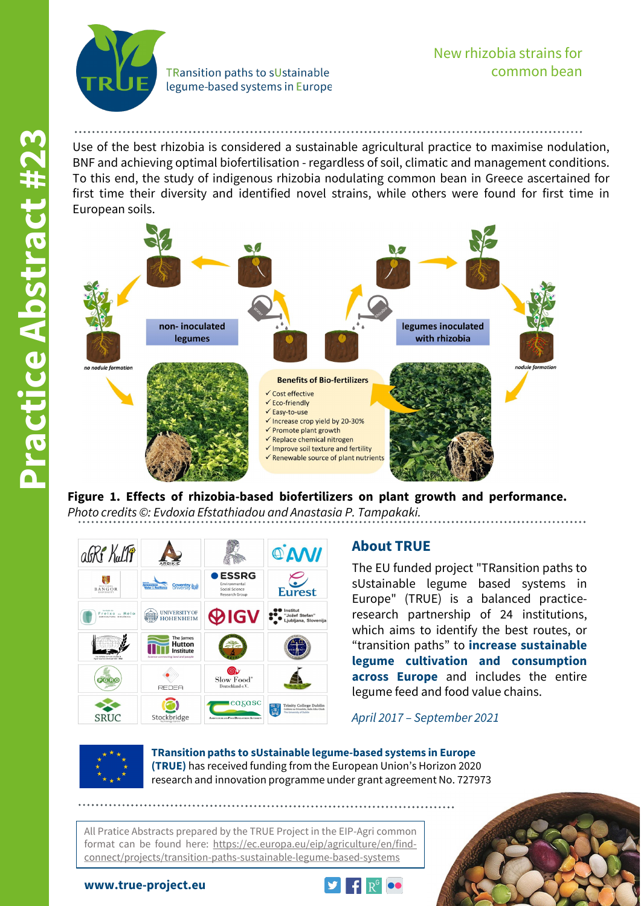# Practice Abstract #23

TRansition paths to sUstainable legume-based systems in Europe

## New rhizobia strains for common bean

Use of the best rhizobia is considered a sustainable agricultural practice to maximise nodulation, BNF and achieving optimal biofertilisation - regardless of soil, climatic and management conditions. To this end, the study of indigenous rhizobia nodulating common bean in Greece ascertained for first time their diversity and identified novel strains, while others were found for first time in European soils.

non- inoculated legumes

legumes inoculated with rhizobia

no nodule formation

nodule formation

water

rhizobia

Benefits of Bio-fertilizers

- ✓ Cost effective
- ✓ Eco-friendly
- ✓ Easy-to-use
- ✓ Increase crop yield by 20-30%
- ✓ Promote plant growth
- ✓ Replace chemical nitrogen
- ✓ Improve soil texture and fertility
- ✓ Renewable source of plant nutrients

**Figure 1. Effects of rhizobia-based biofertilizers on plant growth and performance.**
*Photo credits ©: Evdoxia Efstathiadou and Anastasia P. Tampakaki.*

## About TRUE

The EU funded project "TRansition paths to sUstainable legume based systems in Europe" (TRUE) is a balanced practice-research partnership of 24 institutions, which aims to identify the best routes, or "transition paths" to **increase sustainable legume cultivation and consumption across Europe** and includes the entire legume feed and food value chains.

*April 2017 – September 2021*

**TRansition paths to sUstainable legume-based systems in Europe (TRUE)** has received funding from the European Union's Horizon 2020 research and innovation programme under grant agreement No. 727973

All Pratice Abstracts prepared by the TRUE Project in the EIP-Agri common format can be found here: https://ec.europa.eu/eip/agriculture/en/find-connect/projects/transition-paths-sustainable-legume-based-systems

**www.true-project.eu**